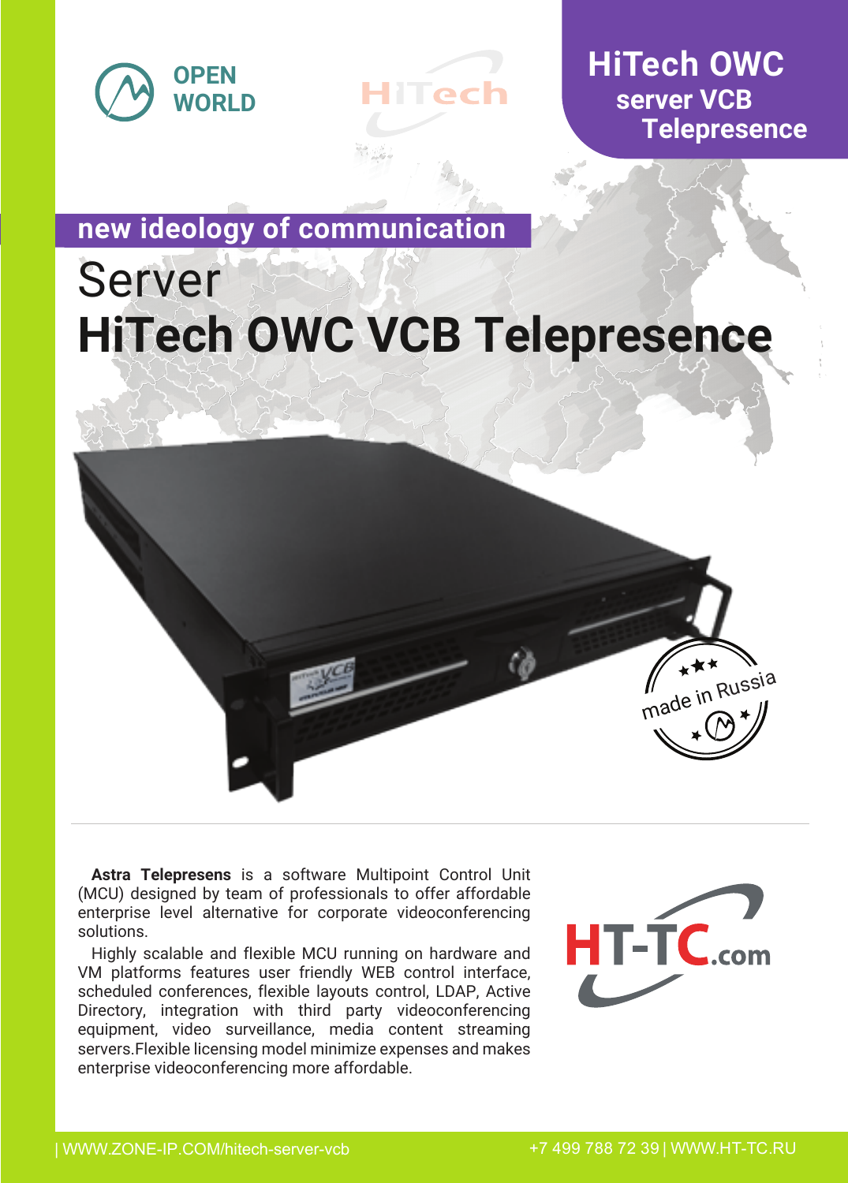OPEN WORLD

HiTech

## HiTech OWC server VCB Telepresence

**new ideology of communication**

# Server **HiTech OWC VCB Telepresence**

made in Russia

**Astra Telepresens** is a software Multipoint Control Unit (MCU) designed by team of professionals to offer affordable enterprise level alternative for corporate videoconferencing solutions.

Highly scalable and flexible MCU running on hardware and VM platforms features user friendly WEB control interface, scheduled conferences, flexible layouts control, LDAP, Active Directory, integration with third party videoconferencing equipment, video surveillance, media content streaming servers.Flexible licensing model minimize expenses and makes enterprise videoconferencing more affordable.

HT-TC.com

| WWW.ZONE-IP.COM/hitech-server-vcb

+7 499 788 72 39 | WWW.HT-TC.RU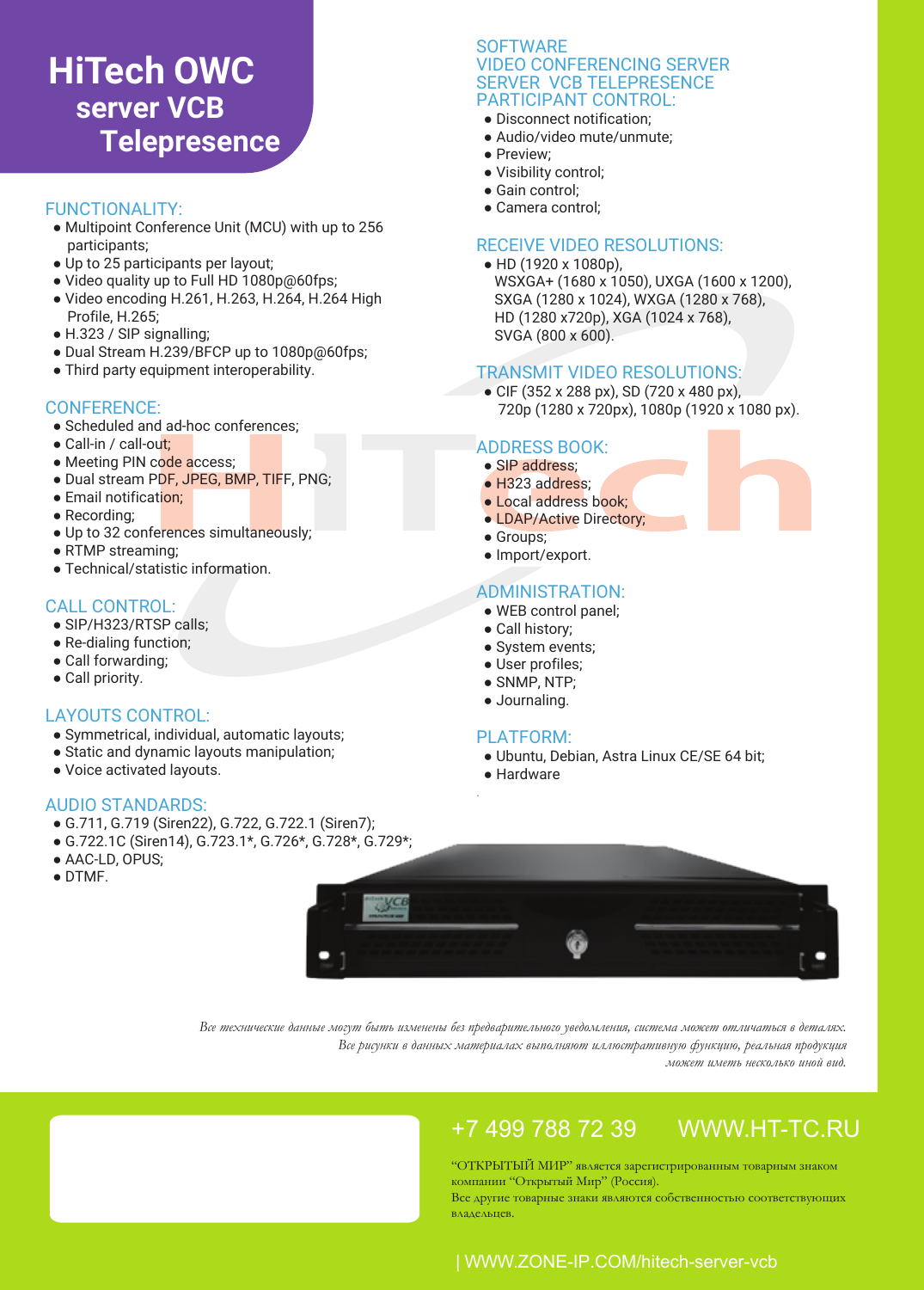# HiTech OWC server VCB Telepresence

## FUNCTIONALITY:

- Multipoint Conference Unit (MCU) with up to 256 participants;
- Up to 25 participants per layout;
- Video quality up to Full HD 1080p@60fps;
- Video encoding H.261, H.263, H.264, H.264 High Profile, H.265;
- H.323 / SIP signalling;
- Dual Stream H.239/BFCP up to 1080p@60fps;
- Third party equipment interoperability.

## CONFERENCE:

- Scheduled and ad-hoc conferences;
- Call-in / call-out;
- Meeting PIN code access;
- Dual stream PDF, JPEG, BMP, TIFF, PNG;
- Email notification;
- Recording;
- Up to 32 conferences simultaneously;
- RTMP streaming;
- Technical/statistic information.

## CALL CONTROL:

- SIP/H323/RTSP calls;
- Re-dialing function;
- Call forwarding;
- Call priority.

## LAYOUTS CONTROL:

- Symmetrical, individual, automatic layouts;
- Static and dynamic layouts manipulation;
- Voice activated layouts.

## AUDIO STANDARDS:

- G.711, G.719 (Siren22), G.722, G.722.1 (Siren7);
- G.722.1C (Siren14), G.723.1*, G.726*, G.728*, G.729*;
- AAC-LD, OPUS;
- DTMF.

## SOFTWARE VIDEO CONFERENCING SERVER SERVER VCB TELEPRESENCE PARTICIPANT CONTROL:

- Disconnect notification;
- Audio/video mute/unmute;
- Preview;
- Visibility control;
- Gain control;
- Camera control;

## RECEIVE VIDEO RESOLUTIONS:

- HD (1920 x 1080p), WSXGA+ (1680 x 1050), UXGA (1600 x 1200), SXGA (1280 x 1024), WXGA (1280 x 768), HD (1280 x720p), XGA (1024 x 768), SVGA (800 x 600).

## TRANSMIT VIDEO RESOLUTIONS:

- CIF (352 x 288 px), SD (720 x 480 px), 720p (1280 x 720px), 1080p (1920 x 1080 px).

## ADDRESS BOOK:

- SIP address;
- H323 address;
- Local address book;
- LDAP/Active Directory;
- Groups;
- Import/export.

## ADMINISTRATION:

- WEB control panel;
- Call history;
- System events;
- User profiles;
- SNMP, NTP;
- Journaling.

## PLATFORM:

- Ubuntu, Debian, Astra Linux CE/SE 64 bit;
- Hardware

*Все технические данные могут быть изменены без предварительного уведомления, система может отличаться в деталях. Все рисунки в данных материалах выполняют иллюстративную функцию, реальная продукция может иметь несколько иной вид.*

+7 499 788 72 39 WWW.HT-TC.RU

“ОТКРЫТЫЙ МИР” является зарегистрированным товарным знаком компании “Открытый Мир” (Россия).
Все другие товарные знаки являются собственностью соответствующих владельцев.

| WWW.ZONE-IP.COM/hitech-server-vcb